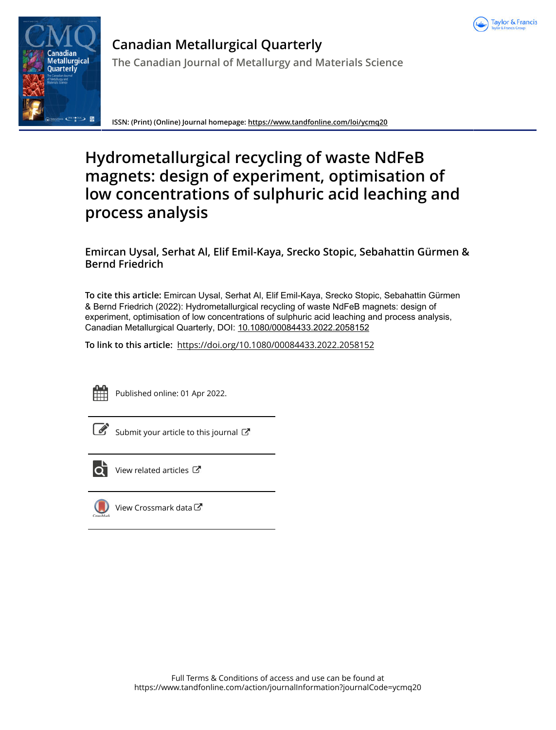# Canadian Metallurgical Quarterly

## The Canadian Journal of Metallurgy and Materials Science

**ISSN: (Print) (Online) Journal homepage:** https://www.tandfonline.com/loi/ycmq20

# Hydrometallurgical recycling of waste NdFeB magnets: design of experiment, optimisation of low concentrations of sulphuric acid leaching and process analysis

**Emircan Uysal, Serhat Al, Elif Emil-Kaya, Srecko Stopic, Sebahattin Gürmen & Bernd Friedrich**

**To cite this article:** Emircan Uysal, Serhat Al, Elif Emil-Kaya, Srecko Stopic, Sebahattin Gürmen & Bernd Friedrich (2022): Hydrometallurgical recycling of waste NdFeB magnets: design of experiment, optimisation of low concentrations of sulphuric acid leaching and process analysis, Canadian Metallurgical Quarterly, DOI: 10.1080/00084433.2022.2058152

**To link to this article:** https://doi.org/10.1080/00084433.2022.2058152

Published online: 01 Apr 2022.

Submit your article to this journal

View related articles

View Crossmark data

Full Terms & Conditions of access and use can be found at
https://www.tandfonline.com/action/journalInformation?journalCode=ycmq20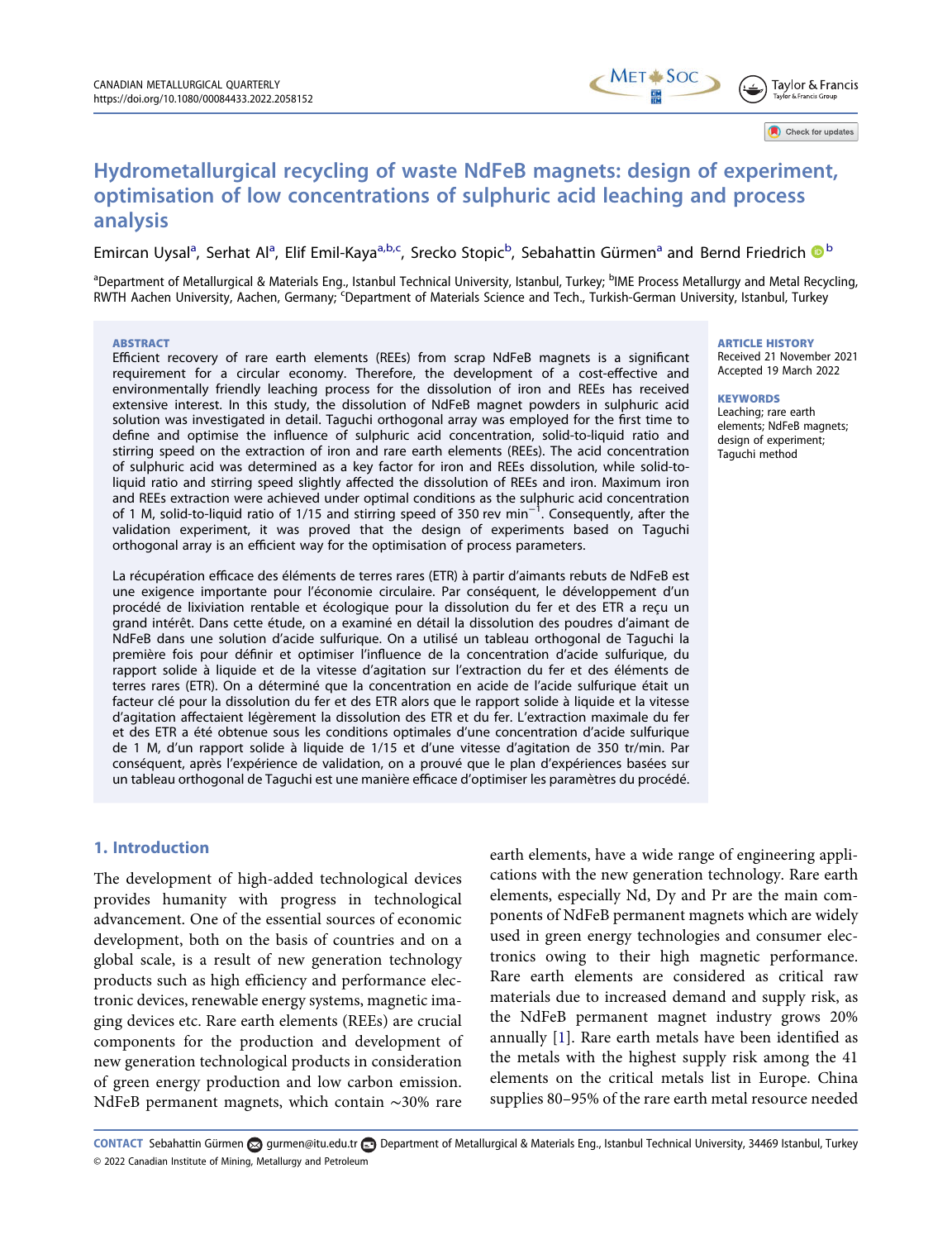# Hydrometallurgical recycling of waste NdFeB magnets: design of experiment, optimisation of low concentrations of sulphuric acid leaching and process analysis

Emircan Uysal[a], Serhat Al[a], Elif Emil-Kaya[a,b,c], Srecko Stopic[b], Sebahattin Gürmen[a] and Bernd Friedrich[b]

[a]Department of Metallurgical & Materials Eng., Istanbul Technical University, Istanbul, Turkey; [b]IME Process Metallurgy and Metal Recycling, RWTH Aachen University, Aachen, Germany; [c]Department of Materials Science and Tech., Turkish-German University, Istanbul, Turkey

**ABSTRACT**

Efficient recovery of rare earth elements (REEs) from scrap NdFeB magnets is a significant requirement for a circular economy. Therefore, the development of a cost-effective and environmentally friendly leaching process for the dissolution of iron and REEs has received extensive interest. In this study, the dissolution of NdFeB magnet powders in sulphuric acid solution was investigated in detail. Taguchi orthogonal array was employed for the first time to define and optimise the influence of sulphuric acid concentration, solid-to-liquid ratio and stirring speed on the extraction of iron and rare earth elements (REEs). The acid concentration of sulphuric acid was determined as a key factor for iron and REEs dissolution, while solid-to-liquid ratio and stirring speed slightly affected the dissolution of REEs and iron. Maximum iron and REEs extraction were achieved under optimal conditions as the sulphuric acid concentration of 1 M, solid-to-liquid ratio of 1/15 and stirring speed of 350 rev min$^{-1}$. Consequently, after the validation experiment, it was proved that the design of experiments based on Taguchi orthogonal array is an efficient way for the optimisation of process parameters.

La récupération efficace des éléments de terres rares (ETR) à partir d'aimants rebuts de NdFeB est une exigence importante pour l'économie circulaire. Par conséquent, le développement d'un procédé de lixiviation rentable et écologique pour la dissolution du fer et des ETR a reçu un grand intérêt. Dans cette étude, on a examiné en détail la dissolution des poudres d'aimant de NdFeB dans une solution d'acide sulfurique. On a utilisé un tableau orthogonal de Taguchi la première fois pour définir et optimiser l'influence de la concentration d'acide sulfurique, du rapport solide à liquide et de la vitesse d'agitation sur l'extraction du fer et des éléments de terres rares (ETR). On a déterminé que la concentration en acide de l'acide sulfurique était un facteur clé pour la dissolution du fer et des ETR alors que le rapport solide à liquide et la vitesse d'agitation affectaient légèrement la dissolution des ETR et du fer. L'extraction maximale du fer et des ETR a été obtenue sous les conditions optimales d'une concentration d'acide sulfurique de 1 M, d'un rapport solide à liquide de 1/15 et d'une vitesse d'agitation de 350 tr/min. Par conséquent, après l'expérience de validation, on a prouvé que le plan d'expériences basées sur un tableau orthogonal de Taguchi est une manière efficace d'optimiser les paramètres du procédé.

**ARTICLE HISTORY**
Received 21 November 2021
Accepted 19 March 2022

**KEYWORDS**
Leaching; rare earth elements; NdFeB magnets; design of experiment; Taguchi method

## 1. Introduction

The development of high-added technological devices provides humanity with progress in technological advancement. One of the essential sources of economic development, both on the basis of countries and on a global scale, is a result of new generation technology products such as high efficiency and performance electronic devices, renewable energy systems, magnetic imaging devices etc. Rare earth elements (REEs) are crucial components for the production and development of new generation technological products in consideration of green energy production and low carbon emission. NdFeB permanent magnets, which contain ∼30% rare earth elements, have a wide range of engineering applications with the new generation technology. Rare earth elements, especially Nd, Dy and Pr are the main components of NdFeB permanent magnets which are widely used in green energy technologies and consumer electronics owing to their high magnetic performance. Rare earth elements are considered as critical raw materials due to increased demand and supply risk, as the NdFeB permanent magnet industry grows 20% annually [1]. Rare earth metals have been identified as the metals with the highest supply risk among the 41 elements on the critical metals list in Europe. China supplies 80–95% of the rare earth metal resource needed

**CONTACT** Sebahattin Gürmen gurmen@itu.edu.tr Department of Metallurgical & Materials Eng., Istanbul Technical University, 34469 Istanbul, Turkey
© 2022 Canadian Institute of Mining, Metallurgy and Petroleum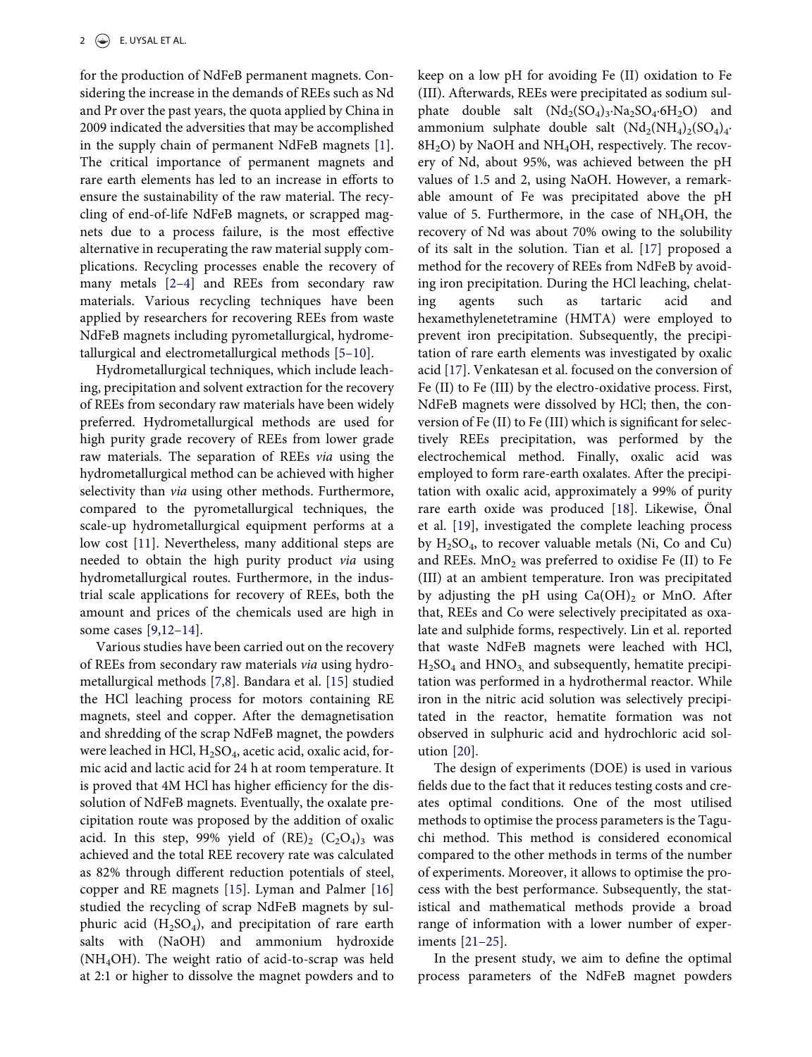for the production of NdFeB permanent magnets. Considering the increase in the demands of REEs such as Nd and Pr over the past years, the quota applied by China in 2009 indicated the adversities that may be accomplished in the supply chain of permanent NdFeB magnets [1]. The critical importance of permanent magnets and rare earth elements has led to an increase in efforts to ensure the sustainability of the raw material. The recycling of end-of-life NdFeB magnets, or scrapped magnets due to a process failure, is the most effective alternative in recuperating the raw material supply complications. Recycling processes enable the recovery of many metals [2–4] and REEs from secondary raw materials. Various recycling techniques have been applied by researchers for recovering REEs from waste NdFeB magnets including pyrometallurgical, hydrometallurgical and electrometallurgical methods [5–10].

Hydrometallurgical techniques, which include leaching, precipitation and solvent extraction for the recovery of REEs from secondary raw materials have been widely preferred. Hydrometallurgical methods are used for high purity grade recovery of REEs from lower grade raw materials. The separation of REEs *via* using the hydrometallurgical method can be achieved with higher selectivity than *via* using other methods. Furthermore, compared to the pyrometallurgical techniques, the scale-up hydrometallurgical equipment performs at a low cost [11]. Nevertheless, many additional steps are needed to obtain the high purity product *via* using hydrometallurgical routes. Furthermore, in the industrial scale applications for recovery of REEs, both the amount and prices of the chemicals used are high in some cases [9,12–14].

Various studies have been carried out on the recovery of REEs from secondary raw materials *via* using hydrometallurgical methods [7,8]. Bandara et al. [15] studied the HCl leaching process for motors containing RE magnets, steel and copper. After the demagnetisation and shredding of the scrap NdFeB magnet, the powders were leached in HCl, $H_2SO_4$, acetic acid, oxalic acid, formic acid and lactic acid for 24 h at room temperature. It is proved that 4M HCl has higher efficiency for the dissolution of NdFeB magnets. Eventually, the oxalate precipitation route was proposed by the addition of oxalic acid. In this step, 99% yield of $(RE)_2\ (C_2O_4)_3$ was achieved and the total REE recovery rate was calculated as 82% through different reduction potentials of steel, copper and RE magnets [15]. Lyman and Palmer [16] studied the recycling of scrap NdFeB magnets by sulphuric acid ($H_2SO_4$), and precipitation of rare earth salts with (NaOH) and ammonium hydroxide ($NH_4OH$). The weight ratio of acid-to-scrap was held at 2:1 or higher to dissolve the magnet powders and to keep on a low pH for avoiding Fe (II) oxidation to Fe (III). Afterwards, REEs were precipitated as sodium sulphate double salt ($Nd_2(SO_4)_3{\cdot}Na_2SO_4{\cdot}6H_2O$) and ammonium sulphate double salt ($Nd_2(NH_4)_2(SO_4)_4{\cdot}8H_2O$) by NaOH and $NH_4OH$, respectively. The recovery of Nd, about 95%, was achieved between the pH values of 1.5 and 2, using NaOH. However, a remarkable amount of Fe was precipitated above the pH value of 5. Furthermore, in the case of $NH_4OH$, the recovery of Nd was about 70% owing to the solubility of its salt in the solution. Tian et al. [17] proposed a method for the recovery of REEs from NdFeB by avoiding iron precipitation. During the HCl leaching, chelating agents such as tartaric acid and hexamethylenetetramine (HMTA) were employed to prevent iron precipitation. Subsequently, the precipitation of rare earth elements was investigated by oxalic acid [17]. Venkatesan et al. focused on the conversion of Fe (II) to Fe (III) by the electro-oxidative process. First, NdFeB magnets were dissolved by HCl; then, the conversion of Fe (II) to Fe (III) which is significant for selectively REEs precipitation, was performed by the electrochemical method. Finally, oxalic acid was employed to form rare-earth oxalates. After the precipitation with oxalic acid, approximately a 99% of purity rare earth oxide was produced [18]. Likewise, Önal et al. [19], investigated the complete leaching process by $H_2SO_4$, to recover valuable metals (Ni, Co and Cu) and REEs. $MnO_2$ was preferred to oxidise Fe (II) to Fe (III) at an ambient temperature. Iron was precipitated by adjusting the pH using $Ca(OH)_2$ or MnO. After that, REEs and Co were selectively precipitated as oxalate and sulphide forms, respectively. Lin et al. reported that waste NdFeB magnets were leached with HCl, $H_2SO_4$ and $HNO_3$, and subsequently, hematite precipitation was performed in a hydrothermal reactor. While iron in the nitric acid solution was selectively precipitated in the reactor, hematite formation was not observed in sulphuric acid and hydrochloric acid solution [20].

The design of experiments (DOE) is used in various fields due to the fact that it reduces testing costs and creates optimal conditions. One of the most utilised methods to optimise the process parameters is the Taguchi method. This method is considered economical compared to the other methods in terms of the number of experiments. Moreover, it allows to optimise the process with the best performance. Subsequently, the statistical and mathematical methods provide a broad range of information with a lower number of experiments [21–25].

In the present study, we aim to define the optimal process parameters of the NdFeB magnet powders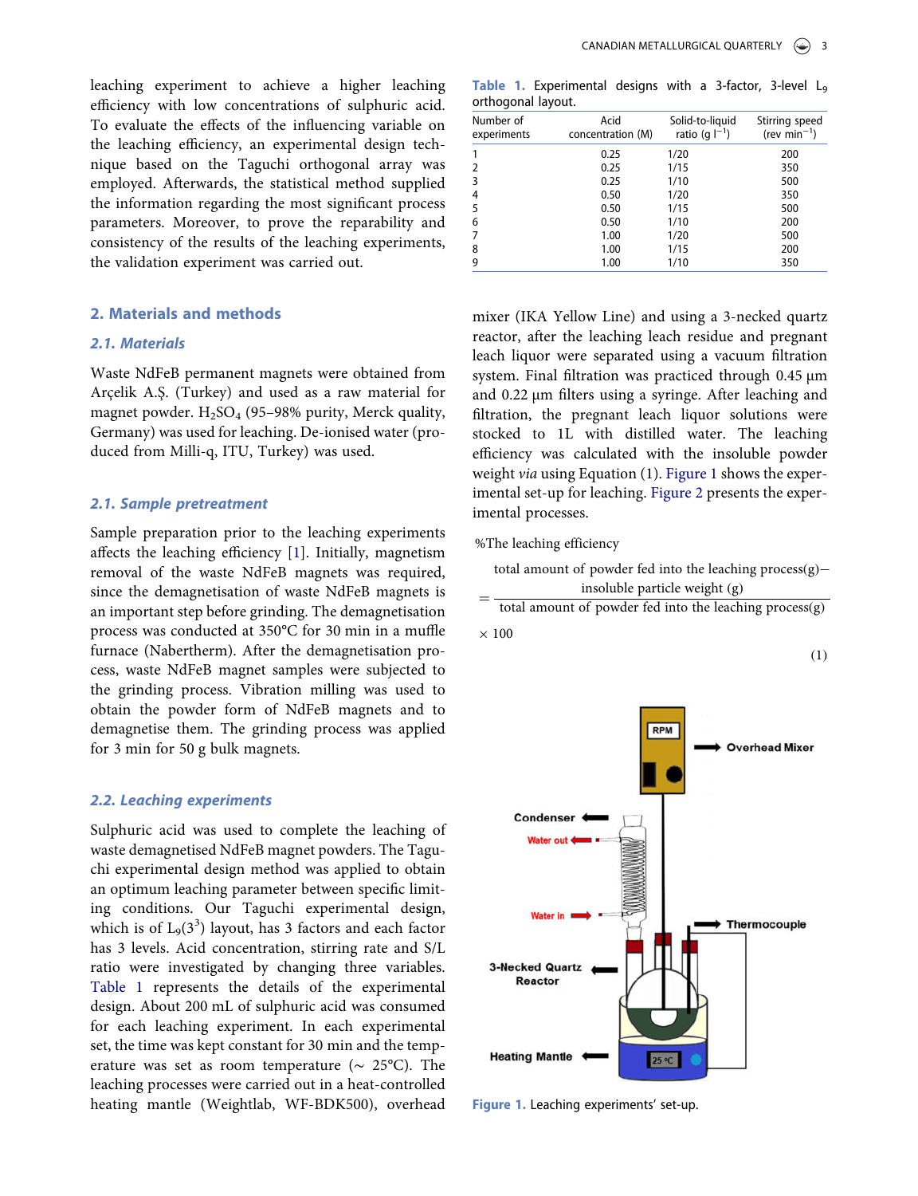leaching experiment to achieve a higher leaching efficiency with low concentrations of sulphuric acid. To evaluate the effects of the influencing variable on the leaching efficiency, an experimental design technique based on the Taguchi orthogonal array was employed. Afterwards, the statistical method supplied the information regarding the most significant process parameters. Moreover, to prove the reparability and consistency of the results of the leaching experiments, the validation experiment was carried out.

## 2. Materials and methods

### 2.1. Materials

Waste NdFeB permanent magnets were obtained from Arçelik A.Ş. (Turkey) and used as a raw material for magnet powder. $H_2SO_4$ (95–98% purity, Merck quality, Germany) was used for leaching. De-ionised water (produced from Milli-q, ITU, Turkey) was used.

### 2.1. Sample pretreatment

Sample preparation prior to the leaching experiments affects the leaching efficiency [1]. Initially, magnetism removal of the waste NdFeB magnets was required, since the demagnetisation of waste NdFeB magnets is an important step before grinding. The demagnetisation process was conducted at 350°C for 30 min in a muffle furnace (Nabertherm). After the demagnetisation process, waste NdFeB magnet samples were subjected to the grinding process. Vibration milling was used to obtain the powder form of NdFeB magnets and to demagnetise them. The grinding process was applied for 3 min for 50 g bulk magnets.

### 2.2. Leaching experiments

Sulphuric acid was used to complete the leaching of waste demagnetised NdFeB magnet powders. The Taguchi experimental design method was applied to obtain an optimum leaching parameter between specific limiting conditions. Our Taguchi experimental design, which is of $L_9(3^3)$ layout, has 3 factors and each factor has 3 levels. Acid concentration, stirring rate and S/L ratio were investigated by changing three variables. Table 1 represents the details of the experimental design. About 200 mL of sulphuric acid was consumed for each leaching experiment. In each experimental set, the time was kept constant for 30 min and the temperature was set as room temperature (~ 25°C). The leaching processes were carried out in a heat-controlled heating mantle (Weightlab, WF-BDK500), overhead mixer (IKA Yellow Line) and using a 3-necked quartz reactor, after the leaching leach residue and pregnant leach liquor were separated using a vacuum filtration system. Final filtration was practiced through 0.45 µm and 0.22 µm filters using a syringe. After leaching and filtration, the pregnant leach liquor solutions were stocked to 1L with distilled water. The leaching efficiency was calculated with the insoluble powder weight *via* using Equation (1). Figure 1 shows the experimental set-up for leaching. Figure 2 presents the experimental processes.

**Table 1.** Experimental designs with a 3-factor, 3-level $L_9$ orthogonal layout.

| Number of experiments | Acid concentration (M) | Solid-to-liquid ratio (g $l^{-1}$) | Stirring speed (rev $min^{-1}$) |
|---|---|---|---|
| 1 | 0.25 | 1/20 | 200 |
| 2 | 0.25 | 1/15 | 350 |
| 3 | 0.25 | 1/10 | 500 |
| 4 | 0.50 | 1/20 | 350 |
| 5 | 0.50 | 1/15 | 500 |
| 6 | 0.50 | 1/10 | 200 |
| 7 | 1.00 | 1/20 | 500 |
| 8 | 1.00 | 1/15 | 200 |
| 9 | 1.00 | 1/10 | 350 |

$$\%\text{The leaching efficiency} = \frac{\text{total amount of powder fed into the leaching process(g)} - \text{insoluble particle weight (g)}}{\text{total amount of powder fed into the leaching process(g)}} \times 100 \quad (1)$$

Figure 1. Leaching experiments' set-up.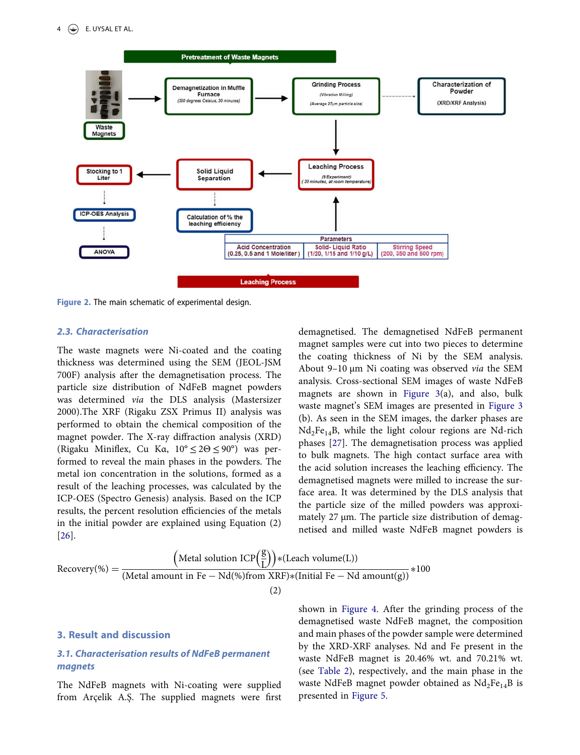Figure 2. The main schematic of experimental design.

### 2.3. Characterisation

The waste magnets were Ni-coated and the coating thickness was determined using the SEM (JEOL-JSM 700F) analysis after the demagnetisation process. The particle size distribution of NdFeB magnet powders was determined *via* the DLS analysis (Mastersizer 2000).The XRF (Rigaku ZSX Primus II) analysis was performed to obtain the chemical composition of the magnet powder. The X-ray diffraction analysis (XRD) (Rigaku Miniflex, Cu Kα, $10° \leq 2\Theta \leq 90°$) was performed to reveal the main phases in the powders. The metal ion concentration in the solutions, formed as a result of the leaching processes, was calculated by the ICP-OES (Spectro Genesis) analysis. Based on the ICP results, the percent resolution efficiencies of the metals in the initial powder are explained using Equation (2) [26].

$$\text{Recovery}(\%) = \frac{\left(\text{Metal solution ICP}\left(\frac{g}{L}\right)\right) * (\text{Leach volume(L)})}{(\text{Metal amount in Fe} - \text{Nd}(\%)\text{from XRF}) * (\text{Initial Fe} - \text{Nd amount(g)})} * 100 \tag{2}$$

## 3. Result and discussion

### 3.1. Characterisation results of NdFeB permanent magnets

The NdFeB magnets with Ni-coating were supplied from Arçelik A.Ş. The supplied magnets were first demagnetised. The demagnetised NdFeB permanent magnet samples were cut into two pieces to determine the coating thickness of Ni by the SEM analysis. About 9–10 µm Ni coating was observed *via* the SEM analysis. Cross-sectional SEM images of waste NdFeB magnets are shown in Figure 3(a), and also, bulk waste magnet's SEM images are presented in Figure 3 (b). As seen in the SEM images, the darker phases are $Nd_2Fe_{14}B$, while the light colour regions are Nd-rich phases [27]. The demagnetisation process was applied to bulk magnets. The high contact surface area with the acid solution increases the leaching efficiency. The demagnetised magnets were milled to increase the surface area. It was determined by the DLS analysis that the particle size of the milled powders was approximately 27 µm. The particle size distribution of demagnetised and milled waste NdFeB magnet powders is shown in Figure 4. After the grinding process of the demagnetised waste NdFeB magnet, the composition and main phases of the powder sample were determined by the XRD-XRF analyses. Nd and Fe present in the waste NdFeB magnet is 20.46% wt. and 70.21% wt. (see Table 2), respectively, and the main phase in the waste NdFeB magnet powder obtained as $Nd_2Fe_{14}B$ is presented in Figure 5.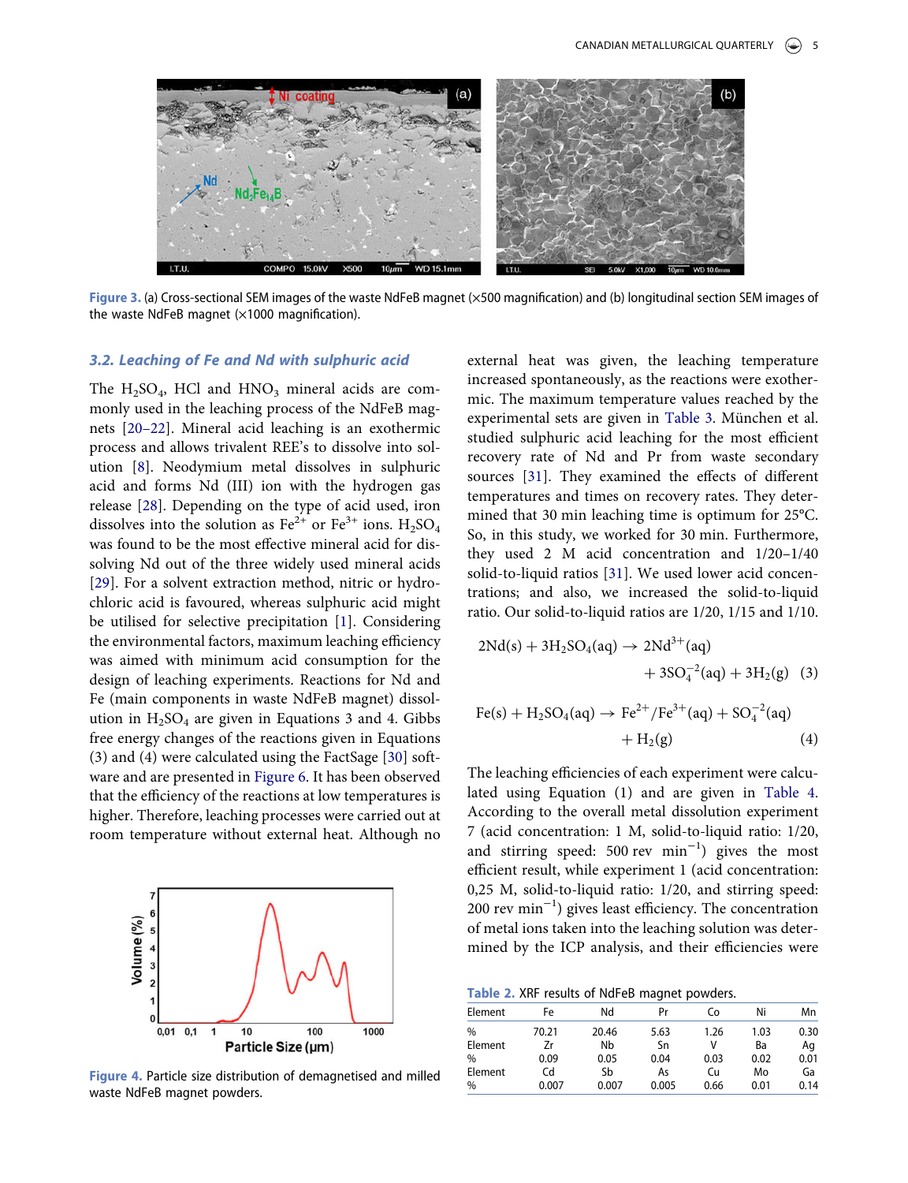Figure 3. (a) Cross-sectional SEM images of the waste NdFeB magnet (×500 magnification) and (b) longitudinal section SEM images of the waste NdFeB magnet (×1000 magnification).

### 3.2. Leaching of Fe and Nd with sulphuric acid

The $H_2SO_4$, HCl and $HNO_3$ mineral acids are commonly used in the leaching process of the NdFeB magnets [20–22]. Mineral acid leaching is an exothermic process and allows trivalent REE's to dissolve into solution [8]. Neodymium metal dissolves in sulphuric acid and forms Nd (III) ion with the hydrogen gas release [28]. Depending on the type of acid used, iron dissolves into the solution as $Fe^{2+}$ or $Fe^{3+}$ ions. $H_2SO_4$ was found to be the most effective mineral acid for dissolving Nd out of the three widely used mineral acids [29]. For a solvent extraction method, nitric or hydrochloric acid is favoured, whereas sulphuric acid might be utilised for selective precipitation [1]. Considering the environmental factors, maximum leaching efficiency was aimed with minimum acid consumption for the design of leaching experiments. Reactions for Nd and Fe (main components in waste NdFeB magnet) dissolution in $H_2SO_4$ are given in Equations 3 and 4. Gibbs free energy changes of the reactions given in Equations (3) and (4) were calculated using the FactSage [30] software and are presented in Figure 6. It has been observed that the efficiency of the reactions at low temperatures is higher. Therefore, leaching processes were carried out at room temperature without external heat. Although no external heat was given, the leaching temperature increased spontaneously, as the reactions were exothermic. The maximum temperature values reached by the experimental sets are given in Table 3. München et al. studied sulphuric acid leaching for the most efficient recovery rate of Nd and Pr from waste secondary sources [31]. They examined the effects of different temperatures and times on recovery rates. They determined that 30 min leaching time is optimum for 25°C. So, in this study, we worked for 30 min. Furthermore, they used 2 M acid concentration and 1/20–1/40 solid-to-liquid ratios [31]. We used lower acid concentrations; and also, we increased the solid-to-liquid ratio. Our solid-to-liquid ratios are 1/20, 1/15 and 1/10.

$$2Nd(s) + 3H_2SO_4(aq) \rightarrow 2Nd^{3+}(aq) + 3SO_4^{-2}(aq) + 3H_2(g) \quad (3)$$

$$Fe(s) + H_2SO_4(aq) \rightarrow Fe^{2+}/Fe^{3+}(aq) + SO_4^{-2}(aq) + H_2(g) \quad (4)$$

The leaching efficiencies of each experiment were calculated using Equation (1) and are given in Table 4. According to the overall metal dissolution experiment 7 (acid concentration: 1 M, solid-to-liquid ratio: 1/20, and stirring speed: 500 rev $min^{-1}$) gives the most efficient result, while experiment 1 (acid concentration: 0,25 M, solid-to-liquid ratio: 1/20, and stirring speed: 200 rev $min^{-1}$) gives least efficiency. The concentration of metal ions taken into the leaching solution was determined by the ICP analysis, and their efficiencies were

Figure 4. Particle size distribution of demagnetised and milled waste NdFeB magnet powders.

Table 2. XRF results of NdFeB magnet powders.

| Element | Fe | Nd | Pr | Co | Ni | Mn |
|---|---|---|---|---|---|---|
| % | 70.21 | 20.46 | 5.63 | 1.26 | 1.03 | 0.30 |
| Element | Zr | Nb | Sn | V | Ba | Ag |
| % | 0.09 | 0.05 | 0.04 | 0.03 | 0.02 | 0.01 |
| Element | Cd | Sb | As | Cu | Mo | Ga |
| % | 0.007 | 0.007 | 0.005 | 0.66 | 0.01 | 0.14 |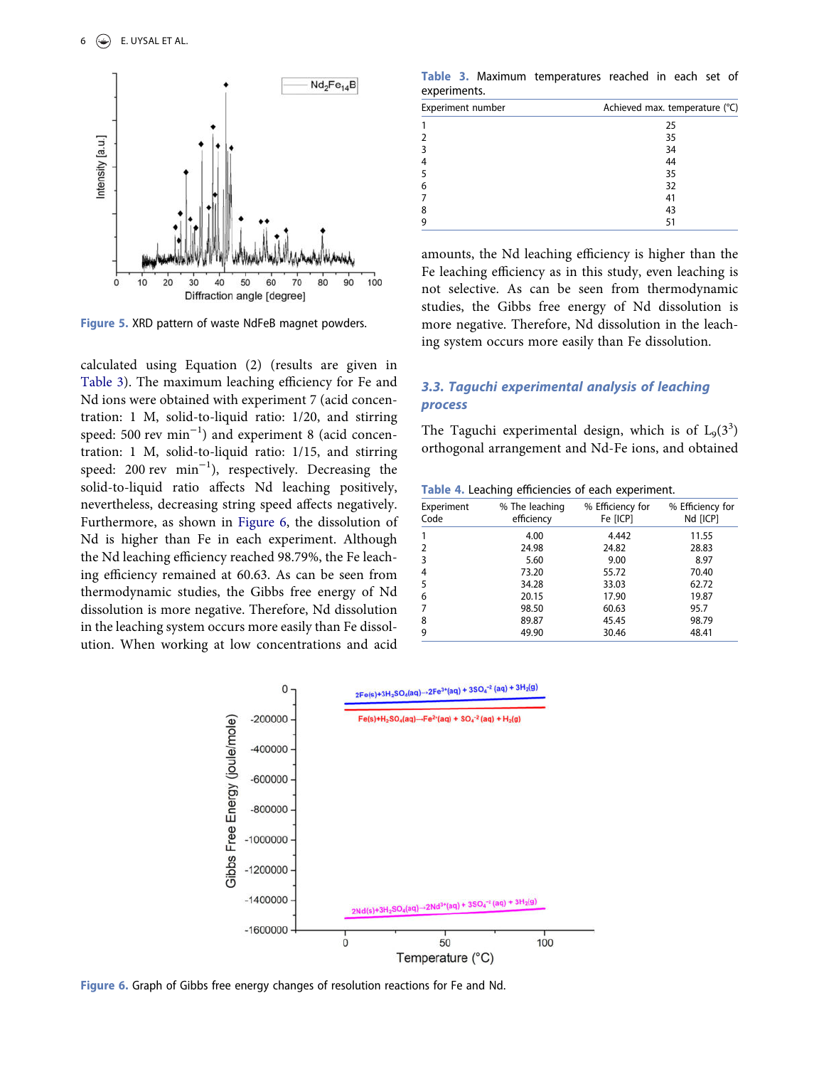Figure 5. XRD pattern of waste NdFeB magnet powders.

calculated using Equation (2) (results are given in Table 3). The maximum leaching efficiency for Fe and Nd ions were obtained with experiment 7 (acid concentration: 1 M, solid-to-liquid ratio: 1/20, and stirring speed: 500 rev $min^{-1}$) and experiment 8 (acid concentration: 1 M, solid-to-liquid ratio: 1/15, and stirring speed: 200 rev $min^{-1}$), respectively. Decreasing the solid-to-liquid ratio affects Nd leaching positively, nevertheless, decreasing string speed affects negatively. Furthermore, as shown in Figure 6, the dissolution of Nd is higher than Fe in each experiment. Although the Nd leaching efficiency reached 98.79%, the Fe leaching efficiency remained at 60.63. As can be seen from thermodynamic studies, the Gibbs free energy of Nd dissolution is more negative. Therefore, Nd dissolution in the leaching system occurs more easily than Fe dissolution. When working at low concentrations and acid

Table 3. Maximum temperatures reached in each set of experiments.

| Experiment number | Achieved max. temperature (°C) |
|---|---|
| 1 | 25 |
| 2 | 35 |
| 3 | 34 |
| 4 | 44 |
| 5 | 35 |
| 6 | 32 |
| 7 | 41 |
| 8 | 43 |
| 9 | 51 |

amounts, the Nd leaching efficiency is higher than the Fe leaching efficiency as in this study, even leaching is not selective. As can be seen from thermodynamic studies, the Gibbs free energy of Nd dissolution is more negative. Therefore, Nd dissolution in the leaching system occurs more easily than Fe dissolution.

### 3.3. Taguchi experimental analysis of leaching process

The Taguchi experimental design, which is of $L_9(3^3)$ orthogonal arrangement and Nd-Fe ions, and obtained

Table 4. Leaching efficiencies of each experiment.

| Experiment Code | % The leaching efficiency | % Efficiency for Fe [ICP] | % Efficiency for Nd [ICP] |
|---|---|---|---|
| 1 | 4.00 | 4.442 | 11.55 |
| 2 | 24.98 | 24.82 | 28.83 |
| 3 | 5.60 | 9.00 | 8.97 |
| 4 | 73.20 | 55.72 | 70.40 |
| 5 | 34.28 | 33.03 | 62.72 |
| 6 | 20.15 | 17.90 | 19.87 |
| 7 | 98.50 | 60.63 | 95.7 |
| 8 | 89.87 | 45.45 | 98.79 |
| 9 | 49.90 | 30.46 | 48.41 |

Figure 6. Graph of Gibbs free energy changes of resolution reactions for Fe and Nd.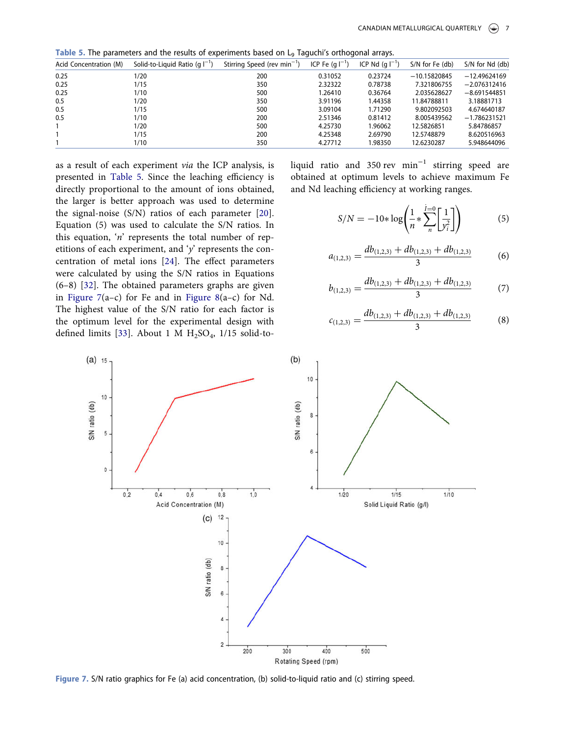**Table 5.** The parameters and the results of experiments based on $L_9$ Taguchi's orthogonal arrays.

| Acid Concentration (M) | Solid-to-Liquid Ratio (g $l^{-1}$) | Stirring Speed (rev $min^{-1}$) | ICP Fe (g $l^{-1}$) | ICP Nd (g $l^{-1}$) | S/N for Fe (db) | S/N for Nd (db) |
|---|---|---|---|---|---|---|
| 0.25 | 1/20 | 200 | 0.31052 | 0.23724 | −10.15820845 | −12.49624169 |
| 0.25 | 1/15 | 350 | 2.32322 | 0.78738 | 7.321806755 | −2.076312416 |
| 0.25 | 1/10 | 500 | 1.26410 | 0.36764 | 2.035628627 | −8.691544851 |
| 0.5 | 1/20 | 350 | 3.91196 | 1.44358 | 11.84788811 | 3.18881713 |
| 0.5 | 1/15 | 500 | 3.09104 | 1.71290 | 9.802092503 | 4.674640187 |
| 0.5 | 1/10 | 200 | 2.51346 | 0.81412 | 8.005439562 | −1.786231521 |
| 1 | 1/20 | 500 | 4.25730 | 1.96062 | 12.5826851 | 5.84786857 |
| 1 | 1/15 | 200 | 4.25348 | 2.69790 | 12.5748879 | 8.620516963 |
| 1 | 1/10 | 350 | 4.27712 | 1.98350 | 12.6230287 | 5.948644096 |

as a result of each experiment *via* the ICP analysis, is presented in Table 5. Since the leaching efficiency is directly proportional to the amount of ions obtained, the larger is better approach was used to determine the signal-noise (S/N) ratios of each parameter [20]. Equation (5) was used to calculate the S/N ratios. In this equation, '$n$' represents the total number of repetitions of each experiment, and '$y$' represents the concentration of metal ions [24]. The effect parameters were calculated by using the S/N ratios in Equations (6–8) [32]. The obtained parameters graphs are given in Figure 7(a–c) for Fe and in Figure 8(a–c) for Nd. The highest value of the S/N ratio for each factor is the optimum level for the experimental design with defined limits [33]. About 1 M $H_2SO_4$, 1/15 solid-to-liquid ratio and 350 rev $min^{-1}$ stirring speed are obtained at optimum levels to achieve maximum Fe and Nd leaching efficiency at working ranges.

$$S/N = -10*\log\left(\frac{1}{n}*\sum_{n}^{i=0}\left[\frac{1}{y_i^2}\right]\right) \tag{5}$$

$$a_{(1,2,3)} = \frac{db_{(1,2,3)} + db_{(1,2,3)} + db_{(1,2,3)}}{3} \tag{6}$$

$$b_{(1,2,3)} = \frac{db_{(1,2,3)} + db_{(1,2,3)} + db_{(1,2,3)}}{3} \tag{7}$$

$$c_{(1,2,3)} = \frac{db_{(1,2,3)} + db_{(1,2,3)} + db_{(1,2,3)}}{3} \tag{8}$$

**Figure 7.** S/N ratio graphics for Fe (a) acid concentration, (b) solid-to-liquid ratio and (c) stirring speed.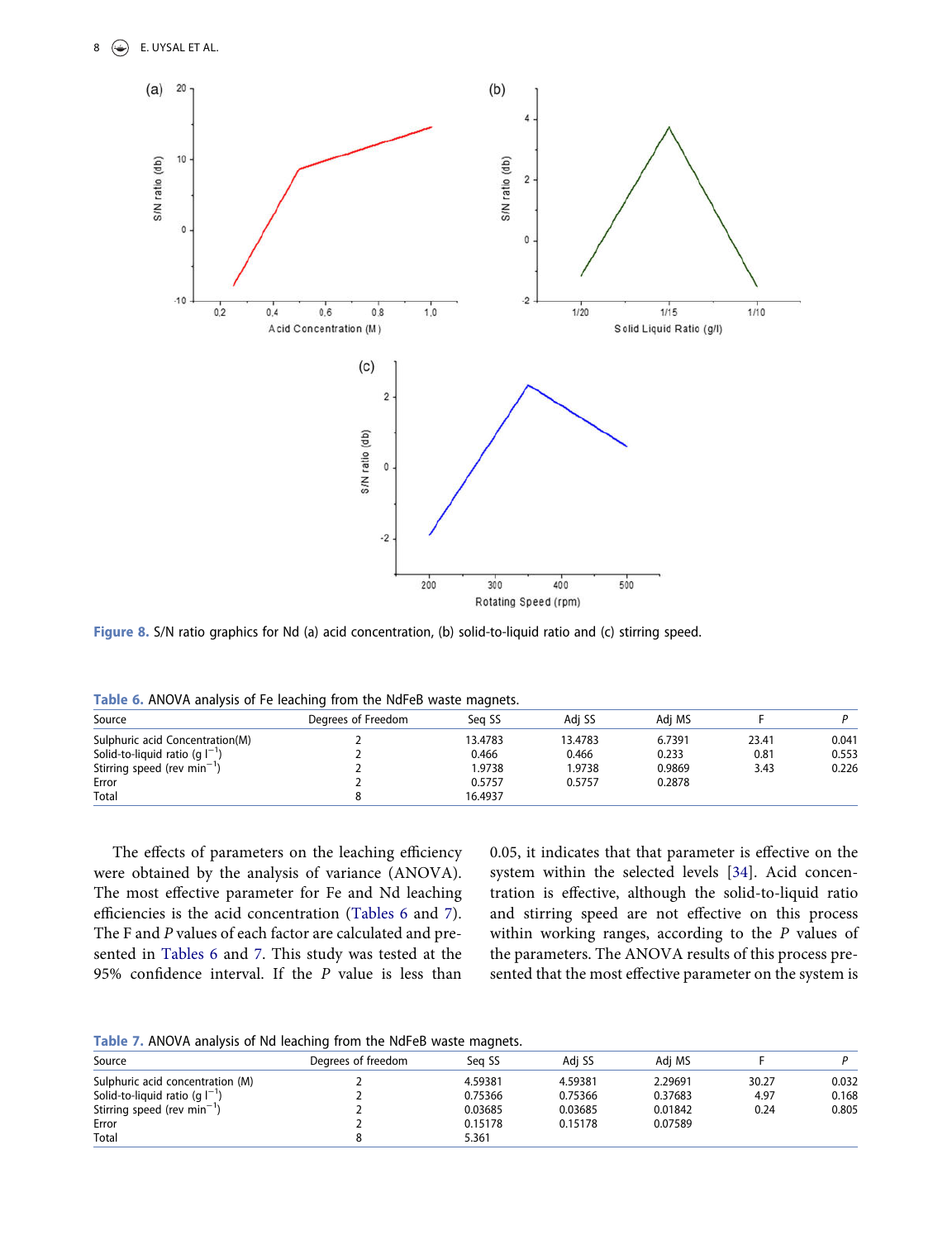Figure 8. S/N ratio graphics for Nd (a) acid concentration, (b) solid-to-liquid ratio and (c) stirring speed.

Table 6. ANOVA analysis of Fe leaching from the NdFeB waste magnets.

| Source | Degrees of Freedom | Seq SS | Adj SS | Adj MS | F | P |
|---|---|---|---|---|---|---|
| Sulphuric acid Concentration(M) | 2 | 13.4783 | 13.4783 | 6.7391 | 23.41 | 0.041 |
| Solid-to-liquid ratio (g $l^{-1}$) | 2 | 0.466 | 0.466 | 0.233 | 0.81 | 0.553 |
| Stirring speed (rev $min^{-1}$) | 2 | 1.9738 | 1.9738 | 0.9869 | 3.43 | 0.226 |
| Error | 2 | 0.5757 | 0.5757 | 0.2878 | | |
| Total | 8 | 16.4937 | | | | |

The effects of parameters on the leaching efficiency were obtained by the analysis of variance (ANOVA). The most effective parameter for Fe and Nd leaching efficiencies is the acid concentration (Tables 6 and 7). The F and *P* values of each factor are calculated and presented in Tables 6 and 7. This study was tested at the 95% confidence interval. If the *P* value is less than 0.05, it indicates that that parameter is effective on the system within the selected levels [34]. Acid concentration is effective, although the solid-to-liquid ratio and stirring speed are not effective on this process within working ranges, according to the *P* values of the parameters. The ANOVA results of this process presented that the most effective parameter on the system is

Table 7. ANOVA analysis of Nd leaching from the NdFeB waste magnets.

| Source | Degrees of freedom | Seq SS | Adj SS | Adj MS | F | P |
|---|---|---|---|---|---|---|
| Sulphuric acid concentration (M) | 2 | 4.59381 | 4.59381 | 2.29691 | 30.27 | 0.032 |
| Solid-to-liquid ratio (g $l^{-1}$) | 2 | 0.75366 | 0.75366 | 0.37683 | 4.97 | 0.168 |
| Stirring speed (rev $min^{-1}$) | 2 | 0.03685 | 0.03685 | 0.01842 | 0.24 | 0.805 |
| Error | 2 | 0.15178 | 0.15178 | 0.07589 | | |
| Total | 8 | 5.361 | | | | |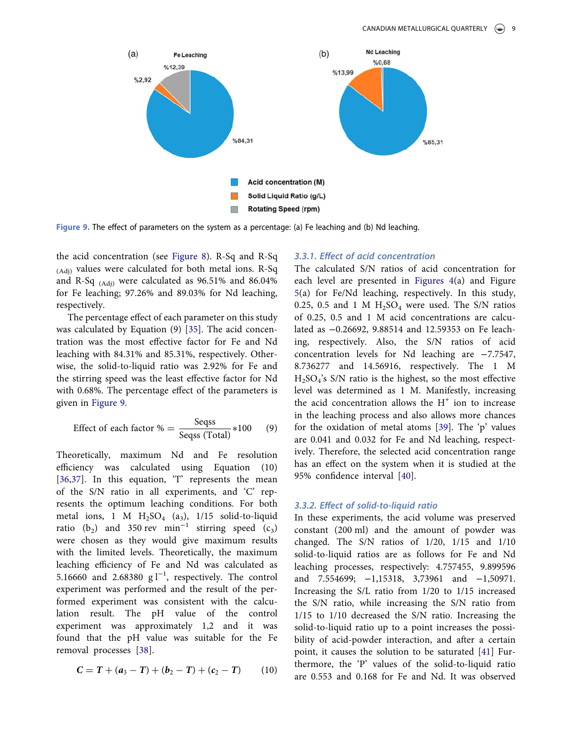Figure 9. The effect of parameters on the system as a percentage: (a) Fe leaching and (b) Nd leaching.

the acid concentration (see Figure 8). R-Sq and R-Sq $_{(Adj)}$ values were calculated for both metal ions. R-Sq and R-Sq $_{(Adj)}$ were calculated as 96.51% and 86.04% for Fe leaching; 97.26% and 89.03% for Nd leaching, respectively.

The percentage effect of each parameter on this study was calculated by Equation (9) [35]. The acid concentration was the most effective factor for Fe and Nd leaching with 84.31% and 85.31%, respectively. Otherwise, the solid-to-liquid ratio was 2.92% for Fe and the stirring speed was the least effective factor for Nd with 0.68%. The percentage effect of the parameters is given in Figure 9.

$$\text{Effect of each factor } \% = \frac{\text{Seqss}}{\text{Seqss (Total)}} * 100 \quad (9)$$

Theoretically, maximum Nd and Fe resolution efficiency was calculated using Equation (10) [36,37]. In this equation, 'T' represents the mean of the S/N ratio in all experiments, and 'C' represents the optimum leaching conditions. For both metal ions, 1 M $H_2SO_4$ ($a_3$), 1/15 solid-to-liquid ratio ($b_2$) and 350 rev $\text{min}^{-1}$ stirring speed ($c_3$) were chosen as they would give maximum results with the limited levels. Theoretically, the maximum leaching efficiency of Fe and Nd was calculated as 5.16660 and 2.68380 g $\text{l}^{-1}$, respectively. The control experiment was performed and the result of the performed experiment was consistent with the calculation result. The pH value of the control experiment was approximately 1,2 and it was found that the pH value was suitable for the Fe removal processes [38].

$$\boldsymbol{C} = \boldsymbol{T} + (\boldsymbol{a}_3 - \boldsymbol{T}) + (\boldsymbol{b}_2 - \boldsymbol{T}) + (\boldsymbol{c}_2 - \boldsymbol{T}) \quad (10)$$

### 3.3.1. Effect of acid concentration

The calculated S/N ratios of acid concentration for each level are presented in Figures 4(a) and Figure 5(a) for Fe/Nd leaching, respectively. In this study, 0.25, 0.5 and 1 M $H_2SO_4$ were used. The S/N ratios of 0.25, 0.5 and 1 M acid concentrations are calculated as −0.26692, 9.88514 and 12.59353 on Fe leaching, respectively. Also, the S/N ratios of acid concentration levels for Nd leaching are −7.7547, 8.736277 and 14.56916, respectively. The 1 M $H_2SO_4$'s S/N ratio is the highest, so the most effective level was determined as 1 M. Manifestly, increasing the acid concentration allows the $H^+$ ion to increase in the leaching process and also allows more chances for the oxidation of metal atoms [39]. The 'p' values are 0.041 and 0.032 for Fe and Nd leaching, respectively. Therefore, the selected acid concentration range has an effect on the system when it is studied at the 95% confidence interval [40].

### 3.3.2. Effect of solid-to-liquid ratio

In these experiments, the acid volume was preserved constant (200 ml) and the amount of powder was changed. The S/N ratios of 1/20, 1/15 and 1/10 solid-to-liquid ratios are as follows for Fe and Nd leaching processes, respectively: 4.757455, 9.899596 and 7.554699; −1,15318, 3,73961 and −1,50971. Increasing the S/L ratio from 1/20 to 1/15 increased the S/N ratio, while increasing the S/N ratio from 1/15 to 1/10 decreased the S/N ratio. Increasing the solid-to-liquid ratio up to a point increases the possibility of acid-powder interaction, and after a certain point, it causes the solution to be saturated [41] Furthermore, the 'P' values of the solid-to-liquid ratio are 0.553 and 0.168 for Fe and Nd. It was observed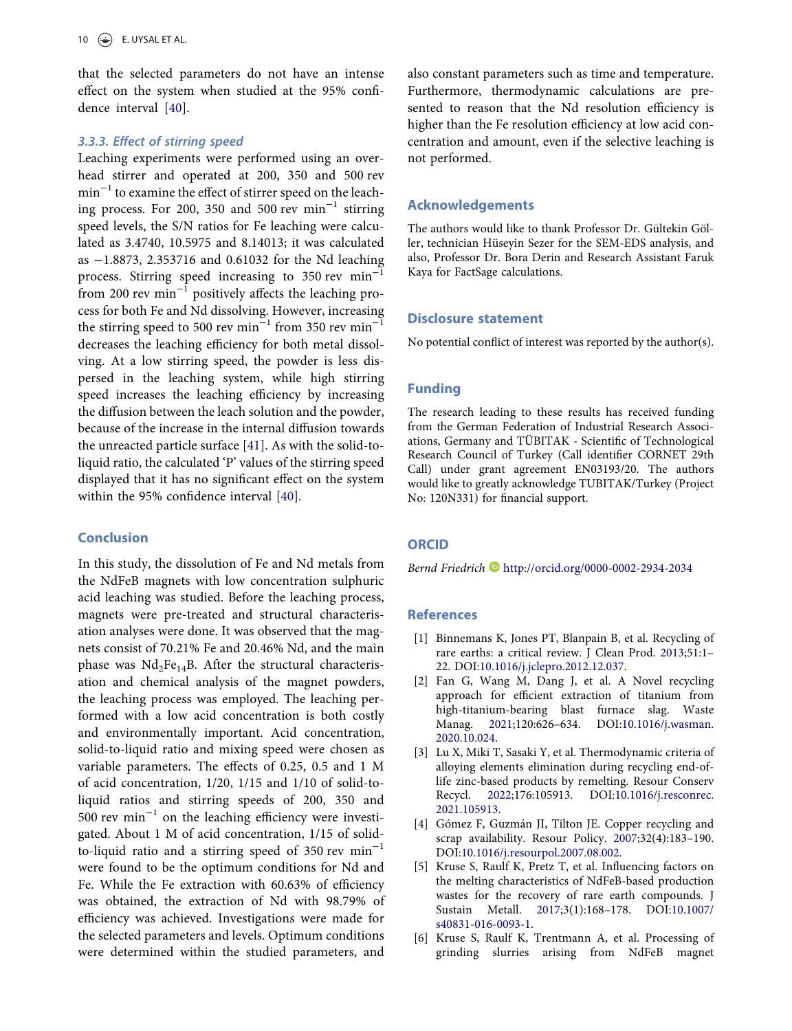that the selected parameters do not have an intense effect on the system when studied at the 95% confidence interval [40].

### 3.3.3. Effect of stirring speed

Leaching experiments were performed using an overhead stirrer and operated at 200, 350 and 500 rev min$^{-1}$ to examine the effect of stirrer speed on the leaching process. For 200, 350 and 500 rev min$^{-1}$ stirring speed levels, the S/N ratios for Fe leaching were calculated as 3.4740, 10.5975 and 8.14013; it was calculated as −1.8873, 2.353716 and 0.61032 for the Nd leaching process. Stirring speed increasing to 350 rev min$^{-1}$ from 200 rev min$^{-1}$ positively affects the leaching process for both Fe and Nd dissolving. However, increasing the stirring speed to 500 rev min$^{-1}$ from 350 rev min$^{-1}$ decreases the leaching efficiency for both metal dissolving. At a low stirring speed, the powder is less dispersed in the leaching system, while high stirring speed increases the leaching efficiency by increasing the diffusion between the leach solution and the powder, because of the increase in the internal diffusion towards the unreacted particle surface [41]. As with the solid-to-liquid ratio, the calculated 'P' values of the stirring speed displayed that it has no significant effect on the system within the 95% confidence interval [40].

## Conclusion

In this study, the dissolution of Fe and Nd metals from the NdFeB magnets with low concentration sulphuric acid leaching was studied. Before the leaching process, magnets were pre-treated and structural characterisation analyses were done. It was observed that the magnets consist of 70.21% Fe and 20.46% Nd, and the main phase was $Nd_2Fe_{14}B$. After the structural characterisation and chemical analysis of the magnet powders, the leaching process was employed. The leaching performed with a low acid concentration is both costly and environmentally important. Acid concentration, solid-to-liquid ratio and mixing speed were chosen as variable parameters. The effects of 0.25, 0.5 and 1 M of acid concentration, 1/20, 1/15 and 1/10 of solid-to-liquid ratios and stirring speeds of 200, 350 and 500 rev min$^{-1}$ on the leaching efficiency were investigated. About 1 M of acid concentration, 1/15 of solid-to-liquid ratio and a stirring speed of 350 rev min$^{-1}$ were found to be the optimum conditions for Nd and Fe. While the Fe extraction with 60.63% of efficiency was obtained, the extraction of Nd with 98.79% of efficiency was achieved. Investigations were made for the selected parameters and levels. Optimum conditions were determined within the studied parameters, and also constant parameters such as time and temperature. Furthermore, thermodynamic calculations are presented to reason that the Nd resolution efficiency is higher than the Fe resolution efficiency at low acid concentration and amount, even if the selective leaching is not performed.

## Acknowledgements

The authors would like to thank Professor Dr. Gültekin Göller, technician Hüseyin Sezer for the SEM-EDS analysis, and also, Professor Dr. Bora Derin and Research Assistant Faruk Kaya for FactSage calculations.

## Disclosure statement

No potential conflict of interest was reported by the author(s).

## Funding

The research leading to these results has received funding from the German Federation of Industrial Research Associations, Germany and TÜBITAK - Scientific of Technological Research Council of Turkey (Call identifier CORNET 29th Call) under grant agreement EN03193/20. The authors would like to greatly acknowledge TUBITAK/Turkey (Project No: 120N331) for financial support.

## ORCID

*Bernd Friedrich* http://orcid.org/0000-0002-2934-2034

## References

[1] Binnemans K, Jones PT, Blanpain B, et al. Recycling of rare earths: a critical review. J Clean Prod. 2013;51:1–22. DOI:10.1016/j.jclepro.2012.12.037.

[2] Fan G, Wang M, Dang J, et al. A Novel recycling approach for efficient extraction of titanium from high-titanium-bearing blast furnace slag. Waste Manag. 2021;120:626–634. DOI:10.1016/j.wasman.2020.10.024.

[3] Lu X, Miki T, Sasaki Y, et al. Thermodynamic criteria of alloying elements elimination during recycling end-of-life zinc-based products by remelting. Resour Conserv Recycl. 2022;176:105913. DOI:10.1016/j.resconrec.2021.105913.

[4] Gómez F, Guzmán JI, Tilton JE. Copper recycling and scrap availability. Resour Policy. 2007;32(4):183–190. DOI:10.1016/j.resourpol.2007.08.002.

[5] Kruse S, Raulf K, Pretz T, et al. Influencing factors on the melting characteristics of NdFeB-based production wastes for the recovery of rare earth compounds. J Sustain Metall. 2017;3(1):168–178. DOI:10.1007/s40831-016-0093-1.

[6] Kruse S, Raulf K, Trentmann A, et al. Processing of grinding slurries arising from NdFeB magnet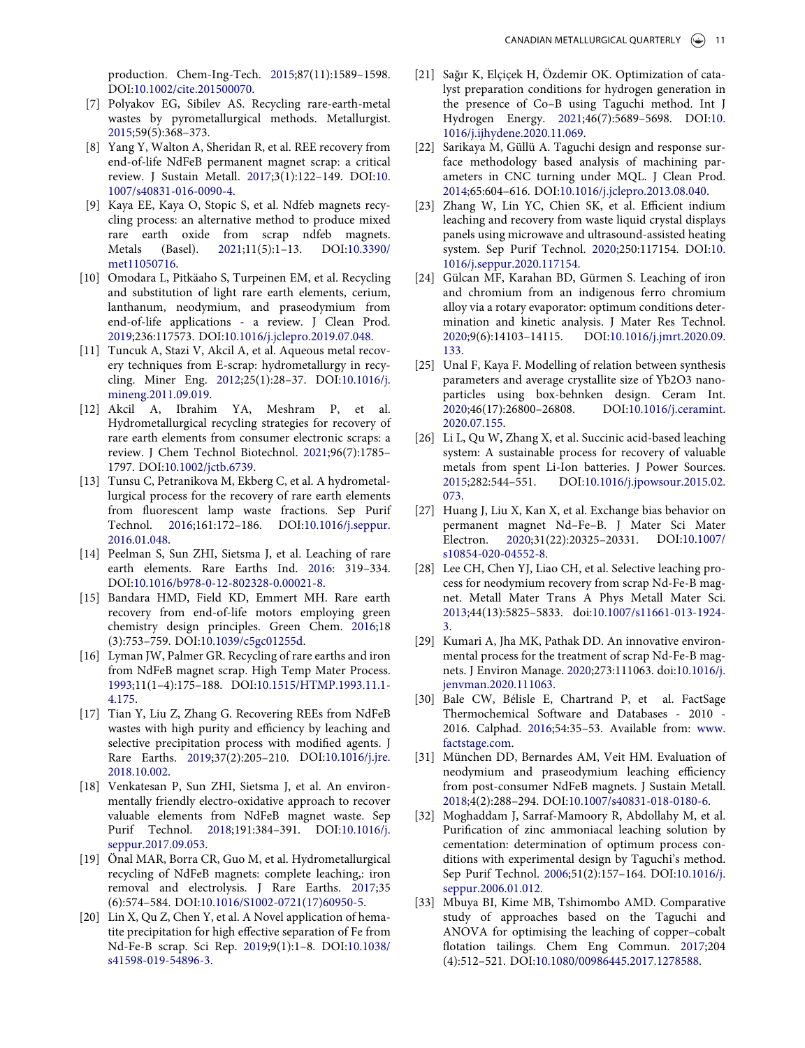production. Chem-Ing-Tech. 2015;87(11):1589–1598. DOI:10.1002/cite.201500070.

[7] Polyakov EG, Sibilev AS. Recycling rare-earth-metal wastes by pyrometallurgical methods. Metallurgist. 2015;59(5):368–373.

[8] Yang Y, Walton A, Sheridan R, et al. REE recovery from end-of-life NdFeB permanent magnet scrap: a critical review. J Sustain Metall. 2017;3(1):122–149. DOI:10.1007/s40831-016-0090-4.

[9] Kaya EE, Kaya O, Stopic S, et al. Ndfeb magnets recycling process: an alternative method to produce mixed rare earth oxide from scrap ndfeb magnets. Metals (Basel). 2021;11(5):1–13. DOI:10.3390/met11050716.

[10] Omodara L, Pitkäaho S, Turpeinen EM, et al. Recycling and substitution of light rare earth elements, cerium, lanthanum, neodymium, and praseodymium from end-of-life applications - a review. J Clean Prod. 2019;236:117573. DOI:10.1016/j.jclepro.2019.07.048.

[11] Tuncuk A, Stazi V, Akcil A, et al. Aqueous metal recovery techniques from E-scrap: hydrometallurgy in recycling. Miner Eng. 2012;25(1):28–37. DOI:10.1016/j.mineng.2011.09.019.

[12] Akcil A, Ibrahim YA, Meshram P, et al. Hydrometallurgical recycling strategies for recovery of rare earth elements from consumer electronic scraps: a review. J Chem Technol Biotechnol. 2021;96(7):1785–1797. DOI:10.1002/jctb.6739.

[13] Tunsu C, Petranikova M, Ekberg C, et al. A hydrometallurgical process for the recovery of rare earth elements from fluorescent lamp waste fractions. Sep Purif Technol. 2016;161:172–186. DOI:10.1016/j.seppur.2016.01.048.

[14] Peelman S, Sun ZHI, Sietsma J, et al. Leaching of rare earth elements. Rare Earths Ind. 2016: 319–334. DOI:10.1016/b978-0-12-802328-0.00021-8.

[15] Bandara HMD, Field KD, Emmert MH. Rare earth recovery from end-of-life motors employing green chemistry design principles. Green Chem. 2016;18(3):753–759. DOI:10.1039/c5gc01255d.

[16] Lyman JW, Palmer GR. Recycling of rare earths and iron from NdFeB magnet scrap. High Temp Mater Process. 1993;11(1–4):175–188. DOI:10.1515/HTMP.1993.11.1-4.175.

[17] Tian Y, Liu Z, Zhang G. Recovering REEs from NdFeB wastes with high purity and efficiency by leaching and selective precipitation process with modified agents. J Rare Earths. 2019;37(2):205–210. DOI:10.1016/j.jre.2018.10.002.

[18] Venkatesan P, Sun ZHI, Sietsma J, et al. An environmentally friendly electro-oxidative approach to recover valuable elements from NdFeB magnet waste. Sep Purif Technol. 2018;191:384–391. DOI:10.1016/j.seppur.2017.09.053.

[19] Önal MAR, Borra CR, Guo M, et al. Hydrometallurgical recycling of NdFeB magnets: complete leaching,: iron removal and electrolysis. J Rare Earths. 2017;35(6):574–584. DOI:10.1016/S1002-0721(17)60950-5.

[20] Lin X, Qu Z, Chen Y, et al. A Novel application of hematite precipitation for high effective separation of Fe from Nd-Fe-B scrap. Sci Rep. 2019;9(1):1–8. DOI:10.1038/s41598-019-54896-3.

[21] Sağır K, Elçiçek H, Özdemir OK. Optimization of catalyst preparation conditions for hydrogen generation in the presence of Co–B using Taguchi method. Int J Hydrogen Energy. 2021;46(7):5689–5698. DOI:10.1016/j.ijhydene.2020.11.069.

[22] Sarikaya M, Güllü A. Taguchi design and response surface methodology based analysis of machining parameters in CNC turning under MQL. J Clean Prod. 2014;65:604–616. DOI:10.1016/j.jclepro.2013.08.040.

[23] Zhang W, Lin YC, Chien SK, et al. Efficient indium leaching and recovery from waste liquid crystal displays panels using microwave and ultrasound-assisted heating system. Sep Purif Technol. 2020;250:117154. DOI:10.1016/j.seppur.2020.117154.

[24] Gülcan MF, Karahan BD, Gürmen S. Leaching of iron and chromium from an indigenous ferro chromium alloy via a rotary evaporator: optimum conditions determination and kinetic analysis. J Mater Res Technol. 2020;9(6):14103–14115. DOI:10.1016/j.jmrt.2020.09.133.

[25] Unal F, Kaya F. Modelling of relation between synthesis parameters and average crystallite size of $Yb_2O_3$ nanoparticles using box-behnken design. Ceram Int. 2020;46(17):26800–26808. DOI:10.1016/j.ceramint.2020.07.155.

[26] Li L, Qu W, Zhang X, et al. Succinic acid-based leaching system: A sustainable process for recovery of valuable metals from spent Li-Ion batteries. J Power Sources. 2015;282:544–551. DOI:10.1016/j.jpowsour.2015.02.073.

[27] Huang J, Liu X, Kan X, et al. Exchange bias behavior on permanent magnet Nd–Fe–B. J Mater Sci Mater Electron. 2020;31(22):20325–20331. DOI:10.1007/s10854-020-04552-8.

[28] Lee CH, Chen YJ, Liao CH, et al. Selective leaching process for neodymium recovery from scrap Nd-Fe-B magnet. Metall Mater Trans A Phys Metall Mater Sci. 2013;44(13):5825–5833. doi:10.1007/s11661-013-1924-3.

[29] Kumari A, Jha MK, Pathak DD. An innovative environmental process for the treatment of scrap Nd-Fe-B magnets. J Environ Manage. 2020;273:111063. doi:10.1016/j.jenvman.2020.111063.

[30] Bale CW, Bélisle E, Chartrand P, et al. FactSage Thermochemical Software and Databases - 2010 - 2016. Calphad. 2016;54:35–53. Available from: www.factstage.com.

[31] München DD, Bernardes AM, Veit HM. Evaluation of neodymium and praseodymium leaching efficiency from post-consumer NdFeB magnets. J Sustain Metall. 2018;4(2):288–294. DOI:10.1007/s40831-018-0180-6.

[32] Moghaddam J, Sarraf-Mamoory R, Abdollahy M, et al. Purification of zinc ammoniacal leaching solution by cementation: determination of optimum process conditions with experimental design by Taguchi's method. Sep Purif Technol. 2006;51(2):157–164. DOI:10.1016/j.seppur.2006.01.012.

[33] Mbuya BI, Kime MB, Tshimombo AMD. Comparative study of approaches based on the Taguchi and ANOVA for optimising the leaching of copper–cobalt flotation tailings. Chem Eng Commun. 2017;204(4):512–521. DOI:10.1080/00986445.2017.1278588.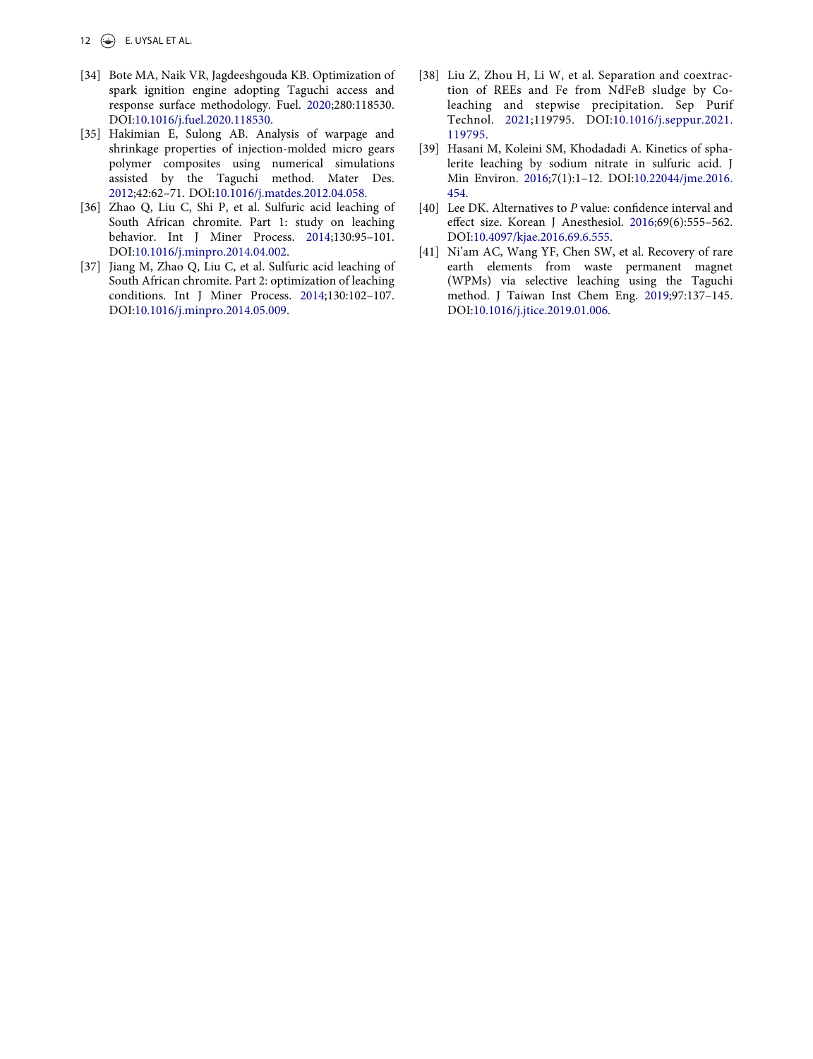[34] Bote MA, Naik VR, Jagdeeshgouda KB. Optimization of spark ignition engine adopting Taguchi access and response surface methodology. Fuel. 2020;280:118530. DOI:10.1016/j.fuel.2020.118530.

[35] Hakimian E, Sulong AB. Analysis of warpage and shrinkage properties of injection-molded micro gears polymer composites using numerical simulations assisted by the Taguchi method. Mater Des. 2012;42:62–71. DOI:10.1016/j.matdes.2012.04.058.

[36] Zhao Q, Liu C, Shi P, et al. Sulfuric acid leaching of South African chromite. Part 1: study on leaching behavior. Int J Miner Process. 2014;130:95–101. DOI:10.1016/j.minpro.2014.04.002.

[37] Jiang M, Zhao Q, Liu C, et al. Sulfuric acid leaching of South African chromite. Part 2: optimization of leaching conditions. Int J Miner Process. 2014;130:102–107. DOI:10.1016/j.minpro.2014.05.009.

[38] Liu Z, Zhou H, Li W, et al. Separation and coextraction of REEs and Fe from NdFeB sludge by Co-leaching and stepwise precipitation. Sep Purif Technol. 2021;119795. DOI:10.1016/j.seppur.2021.119795.

[39] Hasani M, Koleini SM, Khodadadi A. Kinetics of sphalerite leaching by sodium nitrate in sulfuric acid. J Min Environ. 2016;7(1):1–12. DOI:10.22044/jme.2016.454.

[40] Lee DK. Alternatives to *P* value: confidence interval and effect size. Korean J Anesthesiol. 2016;69(6):555–562. DOI:10.4097/kjae.2016.69.6.555.

[41] Ni'am AC, Wang YF, Chen SW, et al. Recovery of rare earth elements from waste permanent magnet (WPMs) via selective leaching using the Taguchi method. J Taiwan Inst Chem Eng. 2019;97:137–145. DOI:10.1016/j.jtice.2019.01.006.